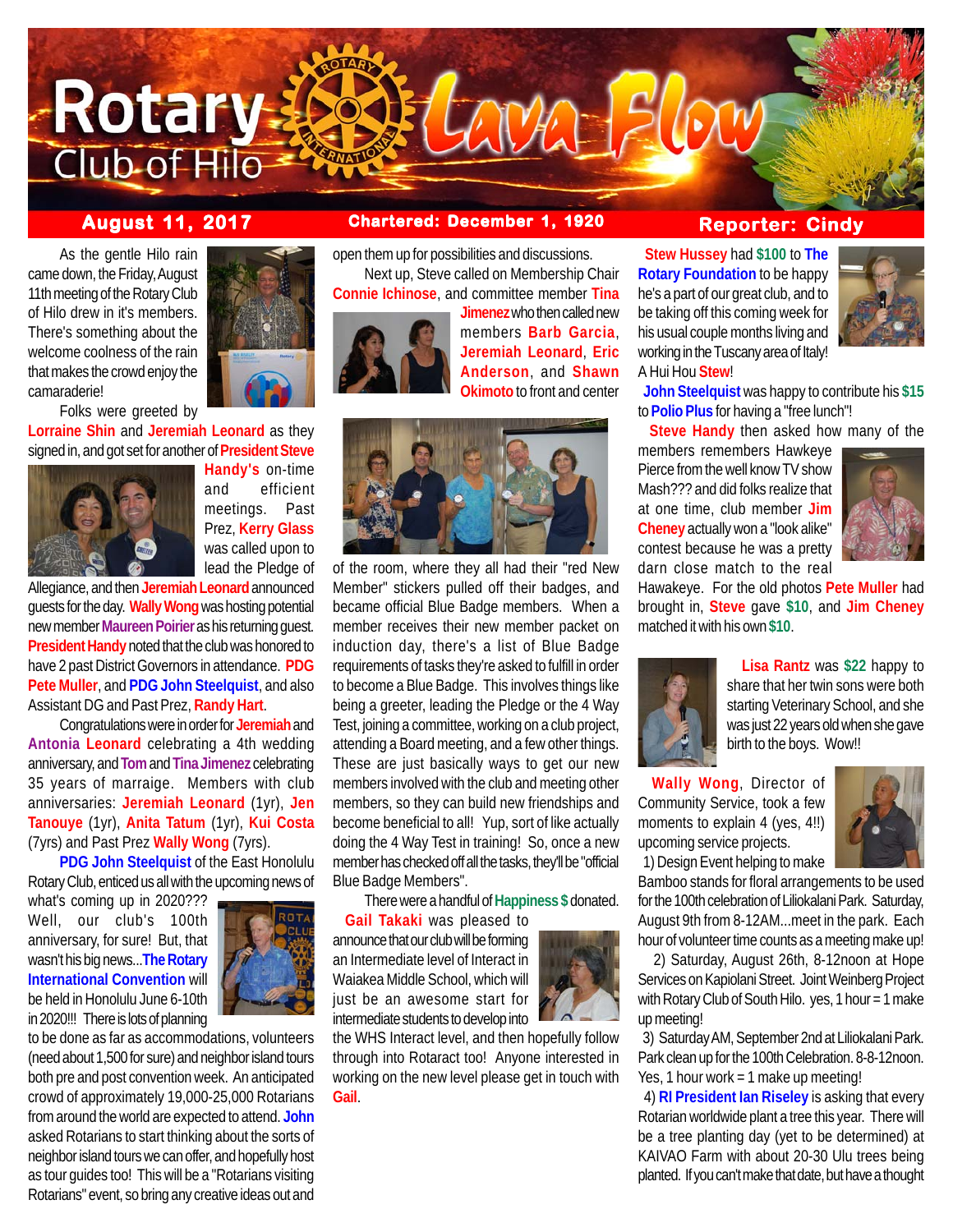# Rotary Club of Hilo Lava Flow

**August 11, 2017** | **Chartered: December 1, 1920** | **Reporter: Cindy**

As the gentle Hilo rain came down, the Friday, August 11th meeting of the Rotary Club of Hilo drew in it's members. There's something about the welcome coolness of the rain that makes the crowd enjoy the camaraderie!

Folks were greeted by **Lorraine Shin** and **Jeremiah Leonard** as they signed in, and got set for another of **President Steve Handy's** on-time and efficient meetings. Past Prez, **Kerry Glass** was called upon to lead the Pledge of Allegiance, and then **Jeremiah Leonard** announced guests for the day. **Wally Wong** was hosting potential new member **Maureen Poirier** as his returning guest. **President Handy** noted that the club was honored to have 2 past District Governors in attendance. **PDG Pete Muller**, and **PDG John Steelquist**, and also Assistant DG and Past Prez, **Randy Hart**.

Congratulations were in order for **Jeremiah** and **Antonia Leonard** celebrating a 4th wedding anniversary, and **Tom** and **Tina Jimenez** celebrating 35 years of marraige. Members with club anniversaries: **Jeremiah Leonard** (1yr), **Jen Tanouye** (1yr), **Anita Tatum** (1yr), **Kui Costa** (7yrs) and Past Prez **Wally Wong** (7yrs).

**PDG John Steelquist** of the East Honolulu Rotary Club, enticed us all with the upcoming news of what's coming up in 2020??? Well, our club's 100th anniversary, for sure! But, that wasn't his big news...**The Rotary International Convention** will be held in Honolulu June 6-10th in 2020!!! There is lots of planning to be done as far as accommodations, volunteers (need about 1,500 for sure) and neighbor island tours both pre and post convention week. An anticipated crowd of approximately 19,000-25,000 Rotarians from around the world are expected to attend. **John** asked Rotarians to start thinking about the sorts of neighbor island tours we can offer, and hopefully host as tour guides too! This will be a "Rotarians visiting Rotarians" event, so bring any creative ideas out and open them up for possibilities and discussions.

Next up, Steve called on Membership Chair **Connie Ichinose**, and committee member **Tina Jimenez** who then called new members **Barb Garcia**, **Jeremiah Leonard**, **Eric Anderson**, and **Shawn Okimoto** to front and center of the room, where they all had their "red New Member" stickers pulled off their badges, and became official Blue Badge members. When a member receives their new member packet on induction day, there's a list of Blue Badge requirements of tasks they're asked to fulfill in order to become a Blue Badge. This involves things like being a greeter, leading the Pledge or the 4 Way Test, joining a committee, working on a club project, attending a Board meeting, and a few other things. These are just basically ways to get our new members involved with the club and meeting other members, so they can build new friendships and become beneficial to all! Yup, sort of like actually doing the 4 Way Test in training! So, once a new member has checked off all the tasks, they'll be "official Blue Badge Members".

There were a handful of **Happiness $** donated.

**Gail Takaki** was pleased to announce that our club will be forming an Intermediate level of Interact in Waiakea Middle School, which will just be an awesome start for intermediate students to develop into the WHS Interact level, and then hopefully follow through into Rotaract too! Anyone interested in working on the new level please get in touch with **Gail**.

**Stew Hussey** had **$100** to **The Rotary Foundation** to be happy he's a part of our great club, and to be taking off this coming week for his usual couple months living and working in the Tuscany area of Italy! A Hui Hou **Stew**!

**John Steelquist** was happy to contribute his **$15** to **Polio Plus** for having a "free lunch"!

**Steve Handy** then asked how many of the members remembers Hawkeye Pierce from the well know TV show Mash??? and did folks realize that at one time, club member **Jim Cheney** actually won a "look alike" contest because he was a pretty darn close match to the real Hawakeye. For the old photos **Pete Muller** had brought in, **Steve** gave **$10**, and **Jim Cheney** matched it with his own **$10**.

**Lisa Rantz** was **$22** happy to share that her twin sons were both starting Veterinary School, and she was just 22 years old when she gave birth to the boys. Wow!!

**Wally Wong**, Director of Community Service, took a few moments to explain 4 (yes, 4!!) upcoming service projects.

1) Design Event helping to make Bamboo stands for floral arrangements to be used for the 100th celebration of Liliokalani Park. Saturday, August 9th from 8-12AM...meet in the park. Each hour of volunteer time counts as a meeting make up!

2) Saturday, August 26th, 8-12noon at Hope Services on Kapiolani Street. Joint Weinberg Project with Rotary Club of South Hilo. yes, 1 hour = 1 make up meeting!

3) Saturday AM, September 2nd at Liliokalani Park. Park clean up for the 100th Celebration. 8-8-12noon. Yes, 1 hour work = 1 make up meeting!

4) **RI President Ian Riseley** is asking that every Rotarian worldwide plant a tree this year. There will be a tree planting day (yet to be determined) at KAIVAO Farm with about 20-30 Ulu trees being planted. If you can't make that date, but have a thought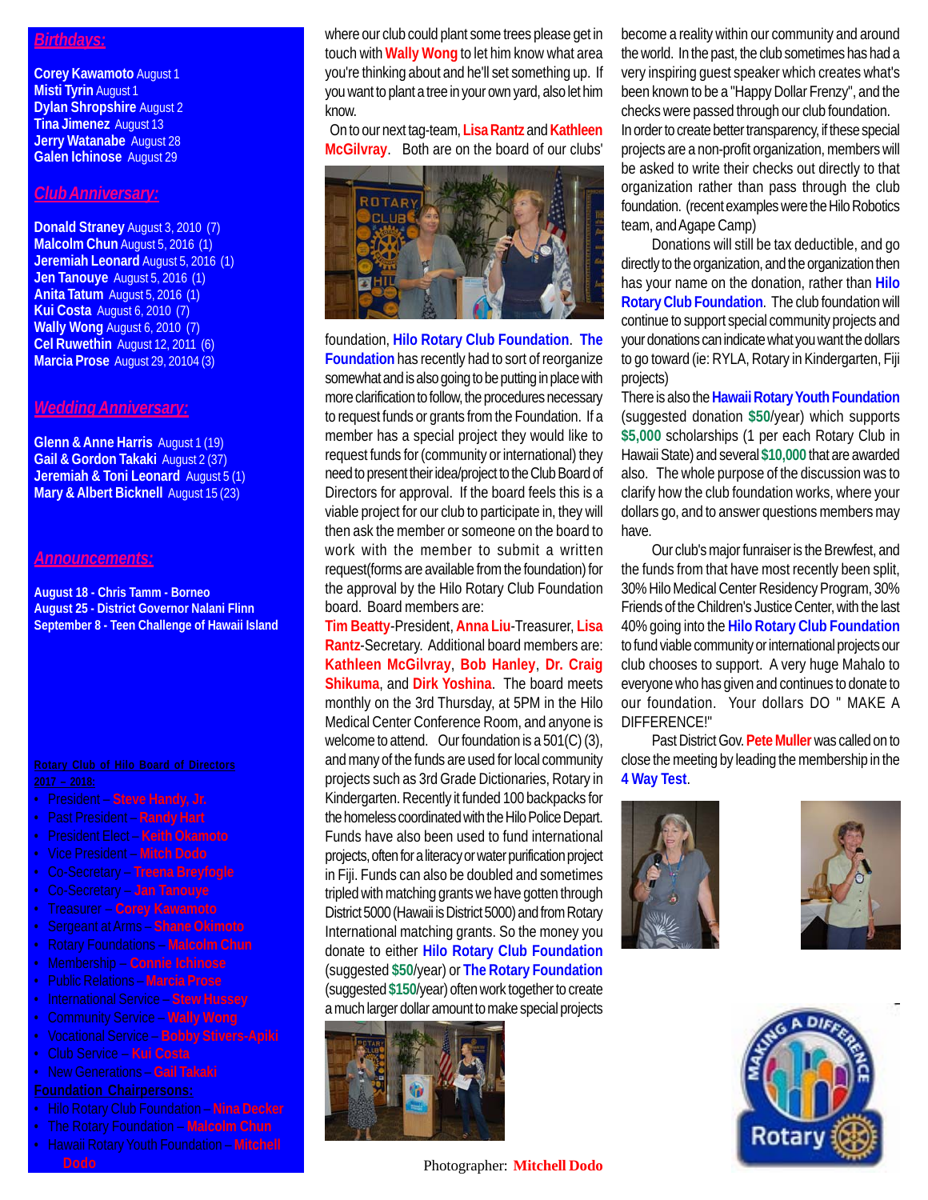## Birthdays:

**Corey Kawamoto** August 1
**Misti Tyrin** August 1
**Dylan Shropshire** August 2
**Tina Jimenez** August 13
**Jerry Watanabe** August 28
**Galen Ichinose** August 29

## Club Anniversary:

**Donald Straney** August 3, 2010 (7)
**Malcolm Chun** August 5, 2016 (1)
**Jeremiah Leonard** August 5, 2016 (1)
**Jen Tanouye** August 5, 2016 (1)
**Anita Tatum** August 5, 2016 (1)
**Kui Costa** August 6, 2010 (7)
**Wally Wong** August 6, 2010 (7)
**Cel Ruwethin** August 12, 2011 (6)
**Marcia Prose** August 29, 20104 (3)

## Wedding Anniversary:

**Glenn & Anne Harris** August 1 (19)
**Gail & Gordon Takaki** August 2 (37)
**Jeremiah & Toni Leonard** August 5 (1)
**Mary & Albert Bicknell** August 15 (23)

## Announcements:

**August 18 - Chris Tamm - Borneo**
**August 25 - District Governor Nalani Flinn**
**September 8 - Teen Challenge of Hawaii Island**

**Rotary Club of Hilo Board of Directors 2017 – 2018:**

- President – **Steve Handy, Jr.**
- Past President – **Randy Hart**
- President Elect – **Keith Okamoto**
- Vice President – **Mitch Dodo**
- Co-Secretary – **Treena Breyfogle**
- Co-Secretary – **Jan Tanouye**
- Treasurer – **Corey Kawamoto**
- Sergeant at Arms – **Shane Okimoto**
- Rotary Foundations – **Malcolm Chun**
- Membership – **Connie Ichinose**
- Public Relations – **Marcia Prose**
- International Service – **Stew Hussey**
- Community Service – **Wally Wong**
- Vocational Service – **Bobby Stivers-Apiki**
- Club Service – **Kui Costa**
- New Generations – **Gail Takaki**

**Foundation Chairpersons:**

- Hilo Rotary Club Foundation – **Nina Decker**
- The Rotary Foundation – **Malcolm Chun**
- Hawaii Rotary Youth Foundation – **Mitchell Dodo**

where our club could plant some trees please get in touch with **Wally Wong** to let him know what area you're thinking about and he'll set something up. If you want to plant a tree in your own yard, also let him know.

On to our next tag-team, **Lisa Rantz** and **Kathleen McGilvray**. Both are on the board of our clubs' foundation, **Hilo Rotary Club Foundation**. **The Foundation** has recently had to sort of reorganize somewhat and is also going to be putting in place with more clarification to follow, the procedures necessary to request funds or grants from the Foundation. If a member has a special project they would like to request funds for (community or international) they need to present their idea/project to the Club Board of Directors for approval. If the board feels this is a viable project for our club to participate in, they will then ask the member or someone on the board to work with the member to submit a written request(forms are available from the foundation) for the approval by the Hilo Rotary Club Foundation board. Board members are:

**Tim Beatty**-President, **Anna Liu**-Treasurer, **Lisa Rantz**-Secretary. Additional board members are: **Kathleen McGilvray**, **Bob Hanley**, **Dr. Craig Shikuma**, and **Dirk Yoshina**. The board meets monthly on the 3rd Thursday, at 5PM in the Hilo Medical Center Conference Room, and anyone is welcome to attend. Our foundation is a 501(C) (3), and many of the funds are used for local community projects such as 3rd Grade Dictionaries, Rotary in Kindergarten. Recently it funded 100 backpacks for the homeless coordinated with the Hilo Police Depart. Funds have also been used to fund international projects, often for a literacy or water purification project in Fiji. Funds can also be doubled and sometimes tripled with matching grants we have gotten through District 5000 (Hawaii is District 5000) and from Rotary International matching grants. So the money you donate to either **Hilo Rotary Club Foundation** (suggested **$50**/year) or **The Rotary Foundation** (suggested **$150**/year) often work together to create a much larger dollar amount to make special projects become a reality within our community and around the world. In the past, the club sometimes has had a very inspiring guest speaker which creates what's been known to be a "Happy Dollar Frenzy", and the checks were passed through our club foundation. In order to create better transparency, if these special projects are a non-profit organization, members will be asked to write their checks out directly to that organization rather than pass through the club foundation. (recent examples were the Hilo Robotics team, and Agape Camp)

Donations will still be tax deductible, and go directly to the organization, and the organization then has your name on the donation, rather than **Hilo Rotary Club Foundation**. The club foundation will continue to support special community projects and your donations can indicate what you want the dollars to go toward (ie: RYLA, Rotary in Kindergarten, Fiji projects)

There is also the **Hawaii Rotary Youth Foundation** (suggested donation **$50**/year) which supports **$5,000** scholarships (1 per each Rotary Club in Hawaii State) and several **$10,000** that are awarded also. The whole purpose of the discussion was to clarify how the club foundation works, where your dollars go, and to answer questions members may have.

Our club's major funraiser is the Brewfest, and the funds from that have most recently been split, 30% Hilo Medical Center Residency Program, 30% Friends of the Children's Justice Center, with the last 40% going into the **Hilo Rotary Club Foundation** to fund viable community or international projects our club chooses to support. A very huge Mahalo to everyone who has given and continues to donate to our foundation. Your dollars DO " MAKE A DIFFERENCE!"

Past District Gov. **Pete Muller** was called on to close the meeting by leading the membership in the **4 Way Test**.

Photographer: **Mitchell Dodo**